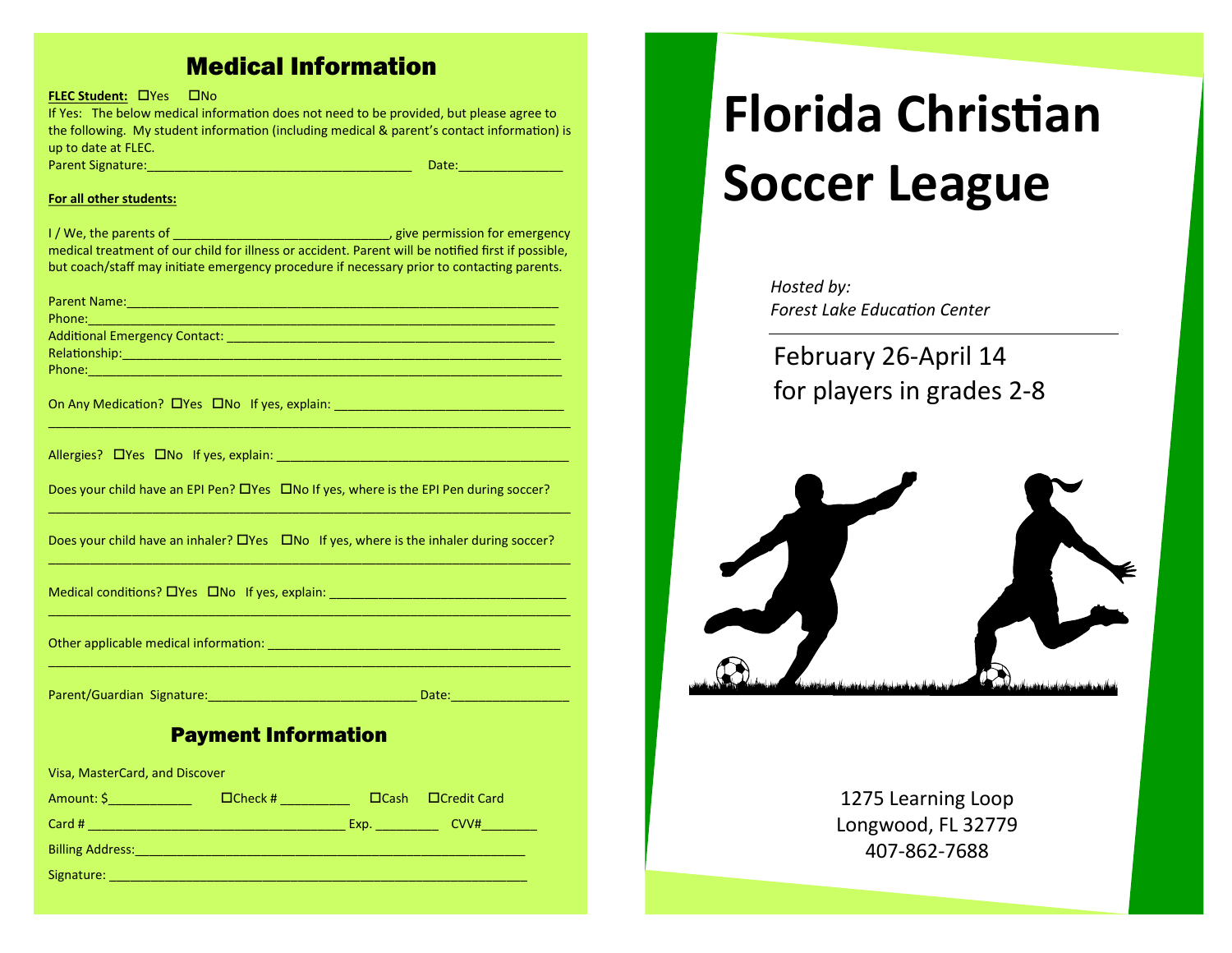## Medical Information

**FLEC Student:** ☐Yes ☐No

If Yes: The below medical information does not need to be provided, but please agree to the following. My student information (including medical & parent's contact information) is up to date at FLEC.

Parent Signature:_____________________________________ Date:______________

**For all other students:**

I / We, the parents of _______________________________, give permission for emergency medical treatment of our child for illness or accident. Parent will be notified first if possible, but coach/staff may initiate emergency procedure if necessary prior to contacting parents.

Parent Name:_______________________________________________________________

Phone:____________________________________________________________________

Additional Emergency Contact: _______________________________________________

Relationship:_______________________________________________________________

Phone:____________________________________________________________________

On Any Medication? ☐Yes ☐No If yes, explain: ________________________________

__________________________________________________________________________

Allergies? ☐Yes ☐No If yes, explain: __________________________________________

Does your child have an EPI Pen? ☐Yes ☐No If yes, where is the EPI Pen during soccer?

__________________________________________________________________________

Does your child have an inhaler? ☐Yes ☐No If yes, where is the inhaler during soccer?

__________________________________________________________________________

Medical conditions? ☐Yes ☐No If yes, explain: _________________________________

__________________________________________________________________________

Other applicable medical information: _________________________________________

__________________________________________________________________________

Parent/Guardian Signature:_____________________________ Date:________________

## Payment Information

Visa, MasterCard, and Discover

Amount: $____________ ☐Check # __________ ☐Cash ☐Credit Card

Card # ____________________________________ Exp. _________ CVV#________

Billing Address:_______________________________________________________

Signature: ___________________________________________________________

# Florida Christian Soccer League

*Hosted by:*
*Forest Lake Education Center*

February 26-April 14
for players in grades 2-8

1275 Learning Loop
Longwood, FL 32779
407-862-7688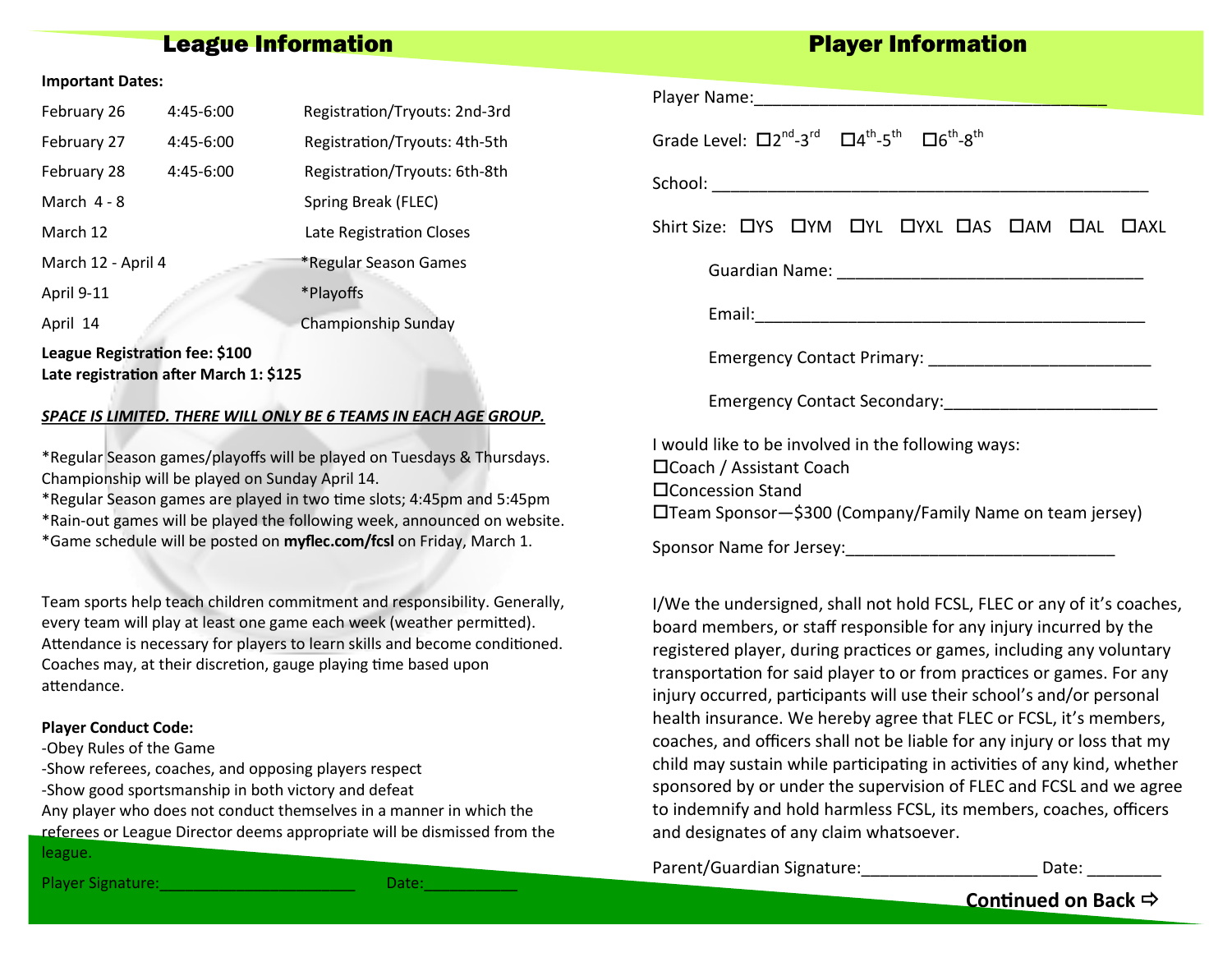## League Information

**Important Dates:**

| | | |
|---|---|---|
| February 26 | 4:45-6:00 | Registration/Tryouts: 2nd-3rd |
| February 27 | 4:45-6:00 | Registration/Tryouts: 4th-5th |
| February 28 | 4:45-6:00 | Registration/Tryouts: 6th-8th |
| March 4 - 8 | | Spring Break (FLEC) |
| March 12 | | Late Registration Closes |
| March 12 - April 4 | | *Regular Season Games |
| April 9-11 | | *Playoffs |
| April 14 | | Championship Sunday |

**League Registration fee: $100**
**Late registration after March 1: $125**

***SPACE IS LIMITED. THERE WILL ONLY BE 6 TEAMS IN EACH AGE GROUP.***

*Regular Season games/playoffs will be played on Tuesdays & Thursdays. Championship will be played on Sunday April 14.
*Regular Season games are played in two time slots; 4:45pm and 5:45pm
*Rain-out games will be played the following week, announced on website.
*Game schedule will be posted on **myflec.com/fcsl** on Friday, March 1.

Team sports help teach children commitment and responsibility. Generally, every team will play at least one game each week (weather permitted). Attendance is necessary for players to learn skills and become conditioned. Coaches may, at their discretion, gauge playing time based upon attendance.

**Player Conduct Code:**
-Obey Rules of the Game
-Show referees, coaches, and opposing players respect
-Show good sportsmanship in both victory and defeat
Any player who does not conduct themselves in a manner in which the referees or League Director deems appropriate will be dismissed from the league.

Player Signature:______________________ Date:___________

## Player Information

Player Name:_______________________________________

Grade Level: ☐2nd-3rd ☐4th-5th ☐6th-8th

School: ________________________________________________

Shirt Size: ☐YS ☐YM ☐YL ☐YXL ☐AS ☐AM ☐AL ☐AXL

Guardian Name: __________________________________

Email:____________________________________________

Emergency Contact Primary: ________________________

Emergency Contact Secondary:______________________

I would like to be involved in the following ways:
☐Coach / Assistant Coach
☐Concession Stand
☐Team Sponsor—$300 (Company/Family Name on team jersey)

Sponsor Name for Jersey:______________________________

I/We the undersigned, shall not hold FCSL, FLEC or any of it's coaches, board members, or staff responsible for any injury incurred by the registered player, during practices or games, including any voluntary transportation for said player to or from practices or games. For any injury occurred, participants will use their school's and/or personal health insurance. We hereby agree that FLEC or FCSL, it's members, coaches, and officers shall not be liable for any injury or loss that my child may sustain while participating in activities of any kind, whether sponsored by or under the supervision of FLEC and FCSL and we agree to indemnify and hold harmless FCSL, its members, coaches, officers and designates of any claim whatsoever.

Parent/Guardian Signature:___________________ Date: ________

**Continued on Back ⇨**